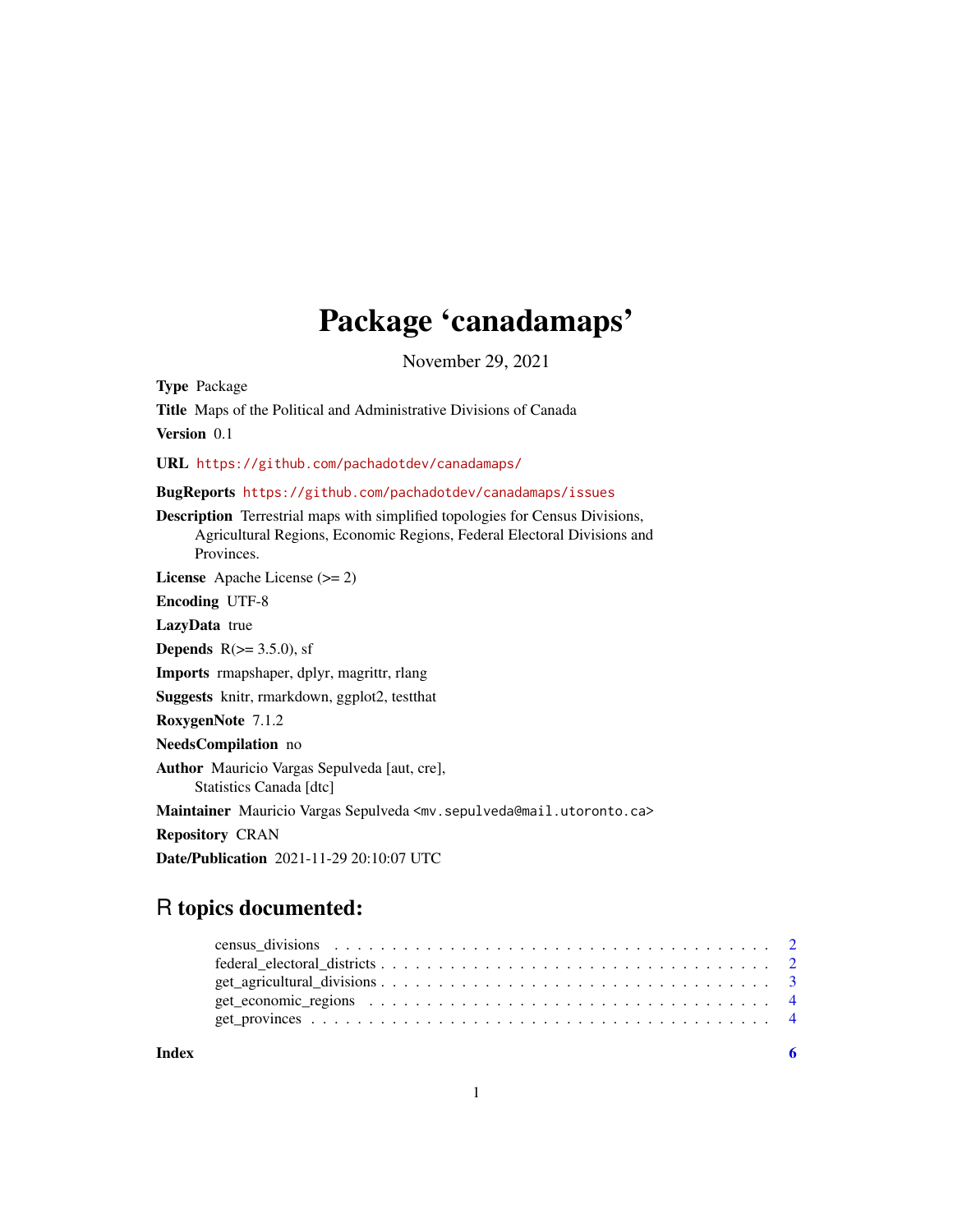# Package 'canadamaps'

November 29, 2021

**Type** Package

**Title** Maps of the Political and Administrative Divisions of Canada

**Version** 0.1

**URL** https://github.com/pachadotdev/canadamaps/

**BugReports** https://github.com/pachadotdev/canadamaps/issues

**Description** Terrestrial maps with simplified topologies for Census Divisions, Agricultural Regions, Economic Regions, Federal Electoral Divisions and Provinces.

**License** Apache License (>= 2)

**Encoding** UTF-8

**LazyData** true

**Depends** R(>= 3.5.0), sf

**Imports** rmapshaper, dplyr, magrittr, rlang

**Suggests** knitr, rmarkdown, ggplot2, testthat

**RoxygenNote** 7.1.2

**NeedsCompilation** no

**Author** Mauricio Vargas Sepulveda [aut, cre], Statistics Canada [dtc]

**Maintainer** Mauricio Vargas Sepulveda <mv.sepulveda@mail.utoronto.ca>

**Repository** CRAN

**Date/Publication** 2021-11-29 20:10:07 UTC

## R topics documented:

- census_divisions . . . . . . . . . . . . . . . . . . . . . . . . . . . . . . . . . . . . . . 2
- federal_electoral_districts . . . . . . . . . . . . . . . . . . . . . . . . . . . . . . . . . 2
- get_agricultural_divisions . . . . . . . . . . . . . . . . . . . . . . . . . . . . . . . . . 3
- get_economic_regions . . . . . . . . . . . . . . . . . . . . . . . . . . . . . . . . . . . 4
- get_provinces . . . . . . . . . . . . . . . . . . . . . . . . . . . . . . . . . . . . . . . . 4

**Index** 6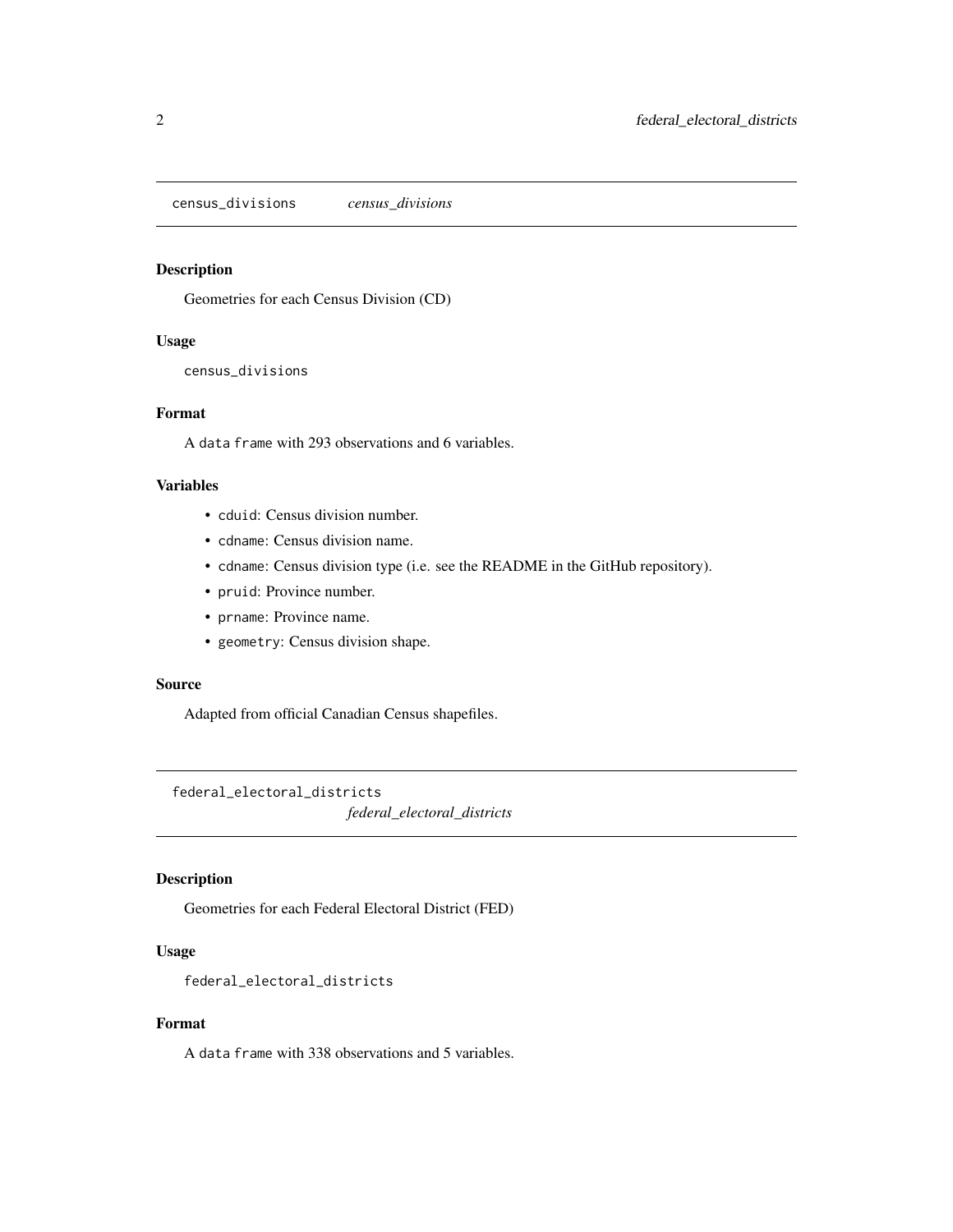## census_divisions *census_divisions*

### Description

Geometries for each Census Division (CD)

### Usage

```
census_divisions
```

### Format

A data frame with 293 observations and 6 variables.

### Variables

- `cduid`: Census division number.
- `cdname`: Census division name.
- `cdname`: Census division type (i.e. see the README in the GitHub repository).
- `pruid`: Province number.
- `prname`: Province name.
- `geometry`: Census division shape.

### Source

Adapted from official Canadian Census shapefiles.

## federal_electoral_districts *federal_electoral_districts*

### Description

Geometries for each Federal Electoral District (FED)

### Usage

```
federal_electoral_districts
```

### Format

A data frame with 338 observations and 5 variables.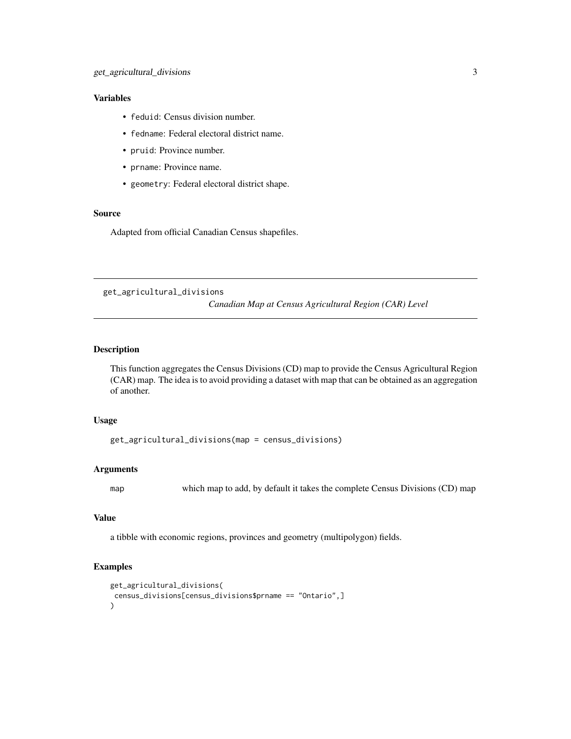### Variables

- `feduid`: Census division number.
- `fedname`: Federal electoral district name.
- `pruid`: Province number.
- `prname`: Province name.
- `geometry`: Federal electoral district shape.

### Source

Adapted from official Canadian Census shapefiles.

---

## get_agricultural_divisions — *Canadian Map at Census Agricultural Region (CAR) Level*

### Description

This function aggregates the Census Divisions (CD) map to provide the Census Agricultural Region (CAR) map. The idea is to avoid providing a dataset with map that can be obtained as an aggregation of another.

### Usage

```
get_agricultural_divisions(map = census_divisions)
```

### Arguments

| | |
|---|---|
| `map` | which map to add, by default it takes the complete Census Divisions (CD) map |

### Value

a tibble with economic regions, provinces and geometry (multipolygon) fields.

### Examples

```
get_agricultural_divisions(
 census_divisions[census_divisions$prname == "Ontario",]
)
```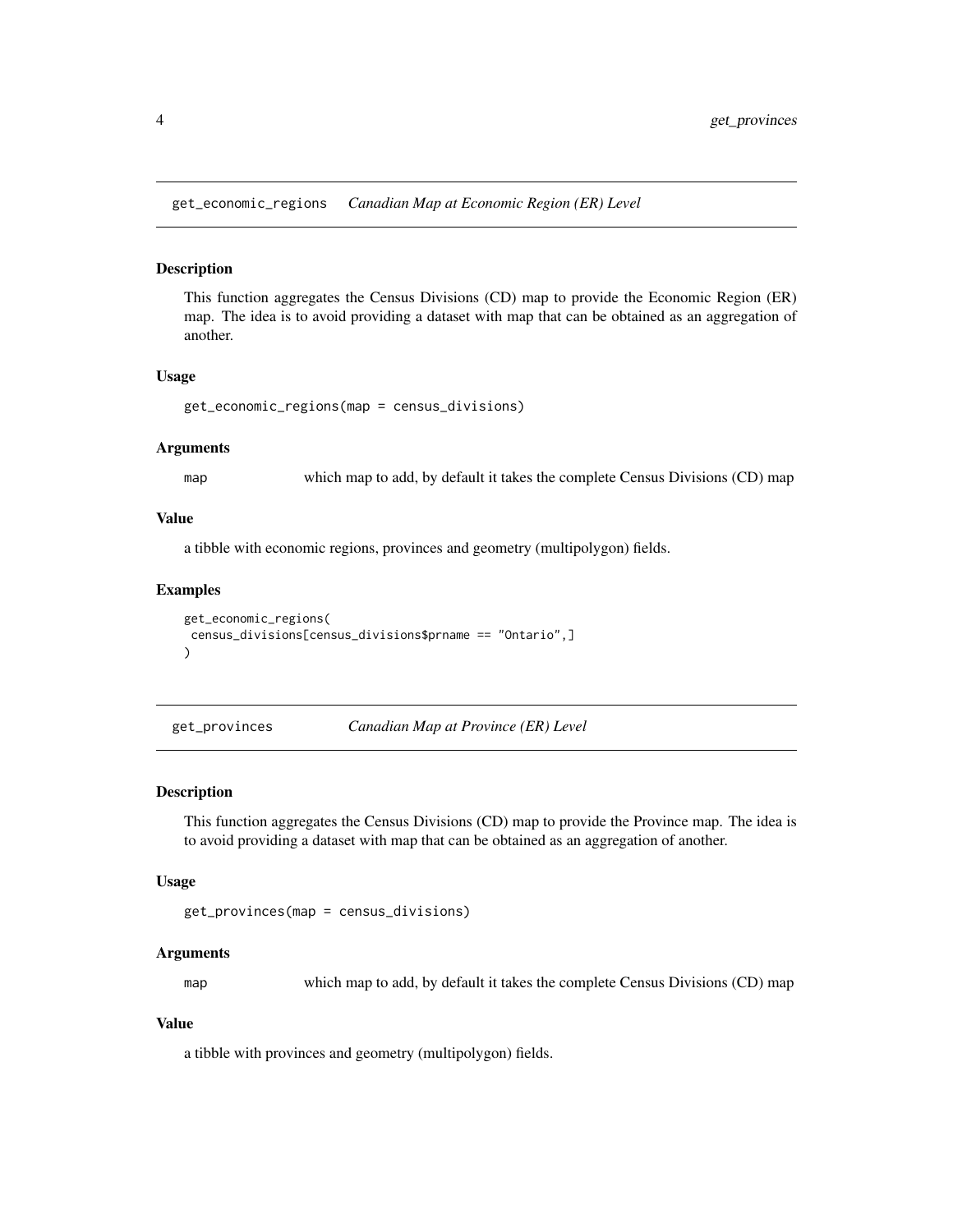## get_economic_regions    *Canadian Map at Economic Region (ER) Level*

### Description

This function aggregates the Census Divisions (CD) map to provide the Economic Region (ER) map. The idea is to avoid providing a dataset with map that can be obtained as an aggregation of another.

### Usage

```
get_economic_regions(map = census_divisions)
```

### Arguments

| | |
|---|---|
| map | which map to add, by default it takes the complete Census Divisions (CD) map |

### Value

a tibble with economic regions, provinces and geometry (multipolygon) fields.

### Examples

```
get_economic_regions(
 census_divisions[census_divisions$prname == "Ontario",]
)
```

## get_provinces    *Canadian Map at Province (ER) Level*

### Description

This function aggregates the Census Divisions (CD) map to provide the Province map. The idea is to avoid providing a dataset with map that can be obtained as an aggregation of another.

### Usage

```
get_provinces(map = census_divisions)
```

### Arguments

| | |
|---|---|
| map | which map to add, by default it takes the complete Census Divisions (CD) map |

### Value

a tibble with provinces and geometry (multipolygon) fields.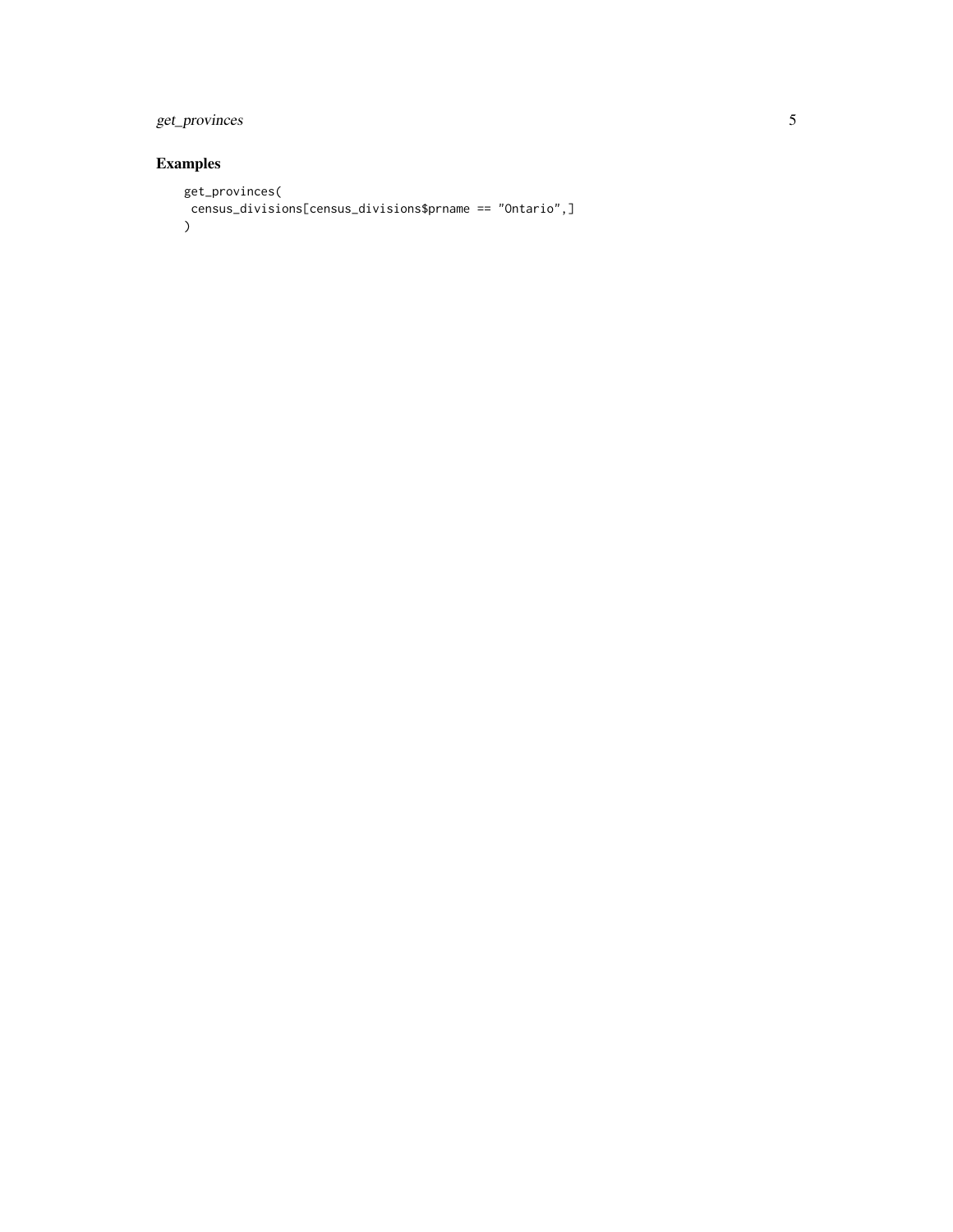## Examples

```
get_provinces(
 census_divisions[census_divisions$prname == "Ontario",]
)
```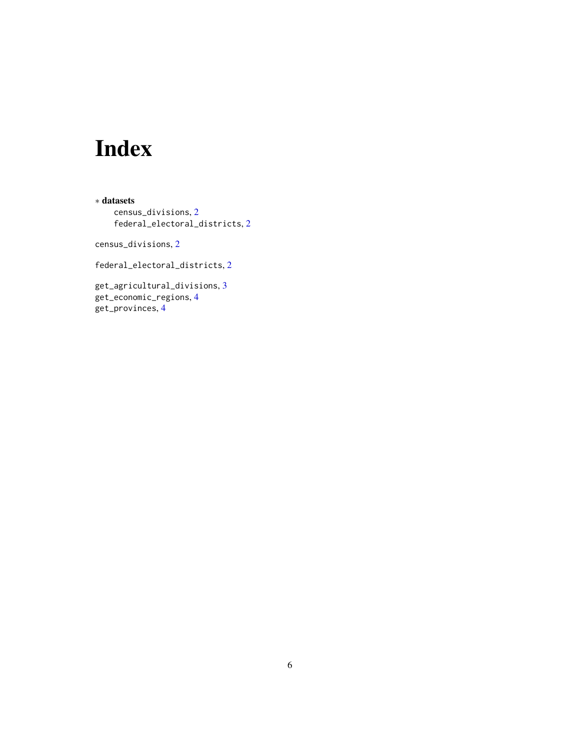# Index

∗ **datasets**
    census_divisions, 2
    federal_electoral_districts, 2

census_divisions, 2

federal_electoral_districts, 2

get_agricultural_divisions, 3
get_economic_regions, 4
get_provinces, 4